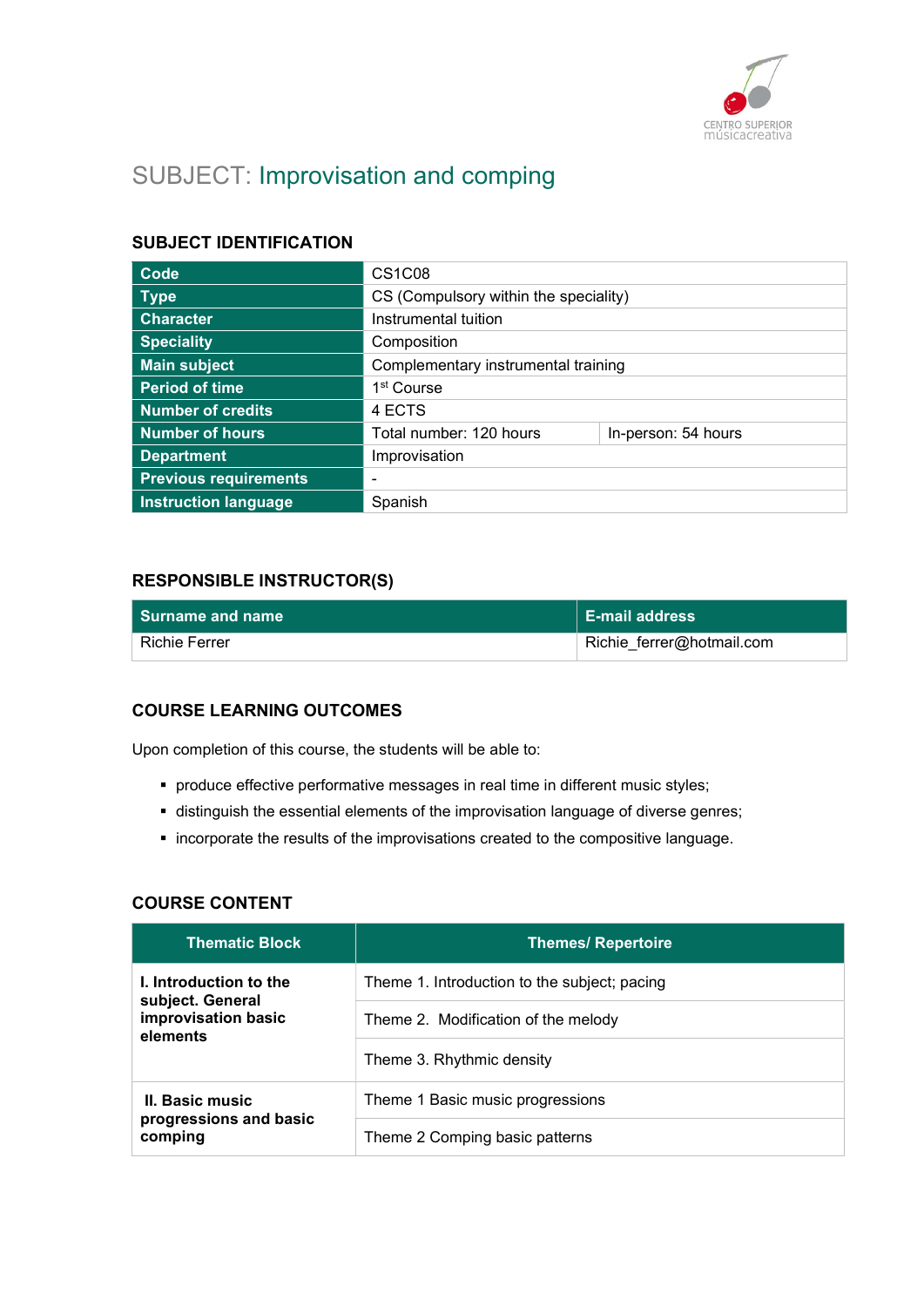# SUBJECT: Improvisation and comping

## SUBJECT IDENTIFICATION

| | | |
|---|---|---|
| **Code** | CS1C08 | |
| **Type** | CS (Compulsory within the speciality) | |
| **Character** | Instrumental tuition | |
| **Speciality** | Composition | |
| **Main subject** | Complementary instrumental training | |
| **Period of time** | 1st Course | |
| **Number of credits** | 4 ECTS | |
| **Number of hours** | Total number: 120 hours | In-person: 54 hours |
| **Department** | Improvisation | |
| **Previous requirements** | - | |
| **Instruction language** | Spanish | |

## RESPONSIBLE INSTRUCTOR(S)

| Surname and name | E-mail address |
|---|---|
| Richie Ferrer | Richie_ferrer@hotmail.com |

## COURSE LEARNING OUTCOMES

Upon completion of this course, the students will be able to:

- produce effective performative messages in real time in different music styles;
- distinguish the essential elements of the improvisation language of diverse genres;
- incorporate the results of the improvisations created to the compositive language.

## COURSE CONTENT

| Thematic Block | Themes/ Repertoire |
|---|---|
| **I. Introduction to the subject. General improvisation basic elements** | Theme 1. Introduction to the subject; pacing |
| | Theme 2. Modification of the melody |
| | Theme 3. Rhythmic density |
| **II. Basic music progressions and basic comping** | Theme 1 Basic music progressions |
| | Theme 2 Comping basic patterns |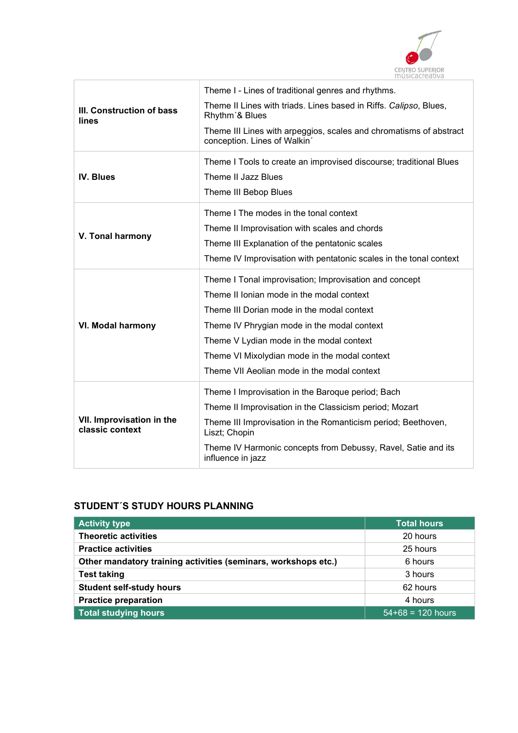| | |
|---|---|
| **III. Construction of bass lines** | Theme I - Lines of traditional genres and rhythms.<br>Theme II Lines with triads. Lines based in Riffs. *Calipso*, Blues, Rhythm´& Blues<br>Theme III Lines with arpeggios, scales and chromatisms of abstract conception. Lines of Walkin´ |
| **IV. Blues** | Theme I Tools to create an improvised discourse; traditional Blues<br>Theme II Jazz Blues<br>Theme III Bebop Blues |
| **V. Tonal harmony** | Theme I The modes in the tonal context<br>Theme II Improvisation with scales and chords<br>Theme III Explanation of the pentatonic scales<br>Theme IV Improvisation with pentatonic scales in the tonal context |
| **VI. Modal harmony** | Theme I Tonal improvisation; Improvisation and concept<br>Theme II Ionian mode in the modal context<br>Theme III Dorian mode in the modal context<br>Theme IV Phrygian mode in the modal context<br>Theme V Lydian mode in the modal context<br>Theme VI Mixolydian mode in the modal context<br>Theme VII Aeolian mode in the modal context |
| **VII. Improvisation in the classic context** | Theme I Improvisation in the Baroque period; Bach<br>Theme II Improvisation in the Classicism period; Mozart<br>Theme III Improvisation in the Romanticism period; Beethoven, Liszt; Chopin<br>Theme IV Harmonic concepts from Debussy, Ravel, Satie and its influence in jazz |

## STUDENT´S STUDY HOURS PLANNING

| Activity type | Total hours |
|---|---|
| **Theoretic activities** | 20 hours |
| **Practice activities** | 25 hours |
| **Other mandatory training activities (seminars, workshops etc.)** | 6 hours |
| **Test taking** | 3 hours |
| **Student self-study hours** | 62 hours |
| **Practice preparation** | 4 hours |
| **Total studying hours** | 54+68 = 120 hours |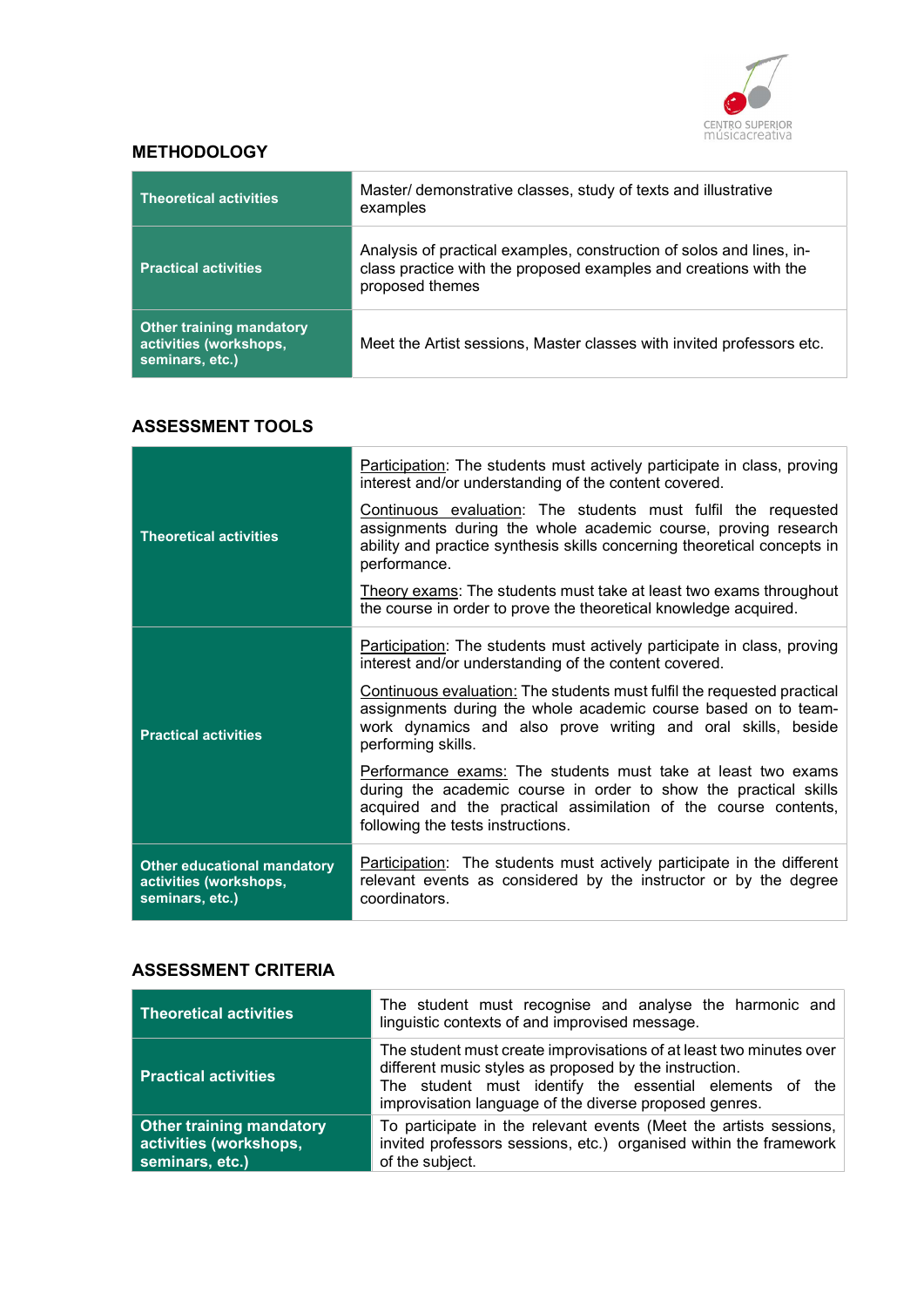## METHODOLOGY

| | |
|---|---|
| **Theoretical activities** | Master/ demonstrative classes, study of texts and illustrative examples |
| **Practical activities** | Analysis of practical examples, construction of solos and lines, in-class practice with the proposed examples and creations with the proposed themes |
| **Other training mandatory activities (workshops, seminars, etc.)** | Meet the Artist sessions, Master classes with invited professors etc. |

## ASSESSMENT TOOLS

| | |
|---|---|
| **Theoretical activities** | Participation: The students must actively participate in class, proving interest and/or understanding of the content covered.<br>Continuous evaluation: The students must fulfil the requested assignments during the whole academic course, proving research ability and practice synthesis skills concerning theoretical concepts in performance.<br>Theory exams: The students must take at least two exams throughout the course in order to prove the theoretical knowledge acquired. |
| **Practical activities** | Participation: The students must actively participate in class, proving interest and/or understanding of the content covered.<br>Continuous evaluation: The students must fulfil the requested practical assignments during the whole academic course based on to team-work dynamics and also prove writing and oral skills, beside performing skills.<br>Performance exams: The students must take at least two exams during the academic course in order to show the practical skills acquired and the practical assimilation of the course contents, following the tests instructions. |
| **Other educational mandatory activities (workshops, seminars, etc.)** | Participation: The students must actively participate in the different relevant events as considered by the instructor or by the degree coordinators. |

## ASSESSMENT CRITERIA

| | |
|---|---|
| **Theoretical activities** | The student must recognise and analyse the harmonic and linguistic contexts of and improvised message. |
| **Practical activities** | The student must create improvisations of at least two minutes over different music styles as proposed by the instruction.<br>The student must identify the essential elements of the improvisation language of the diverse proposed genres. |
| **Other training mandatory activities (workshops, seminars, etc.)** | To participate in the relevant events (Meet the artists sessions, invited professors sessions, etc.) organised within the framework of the subject. |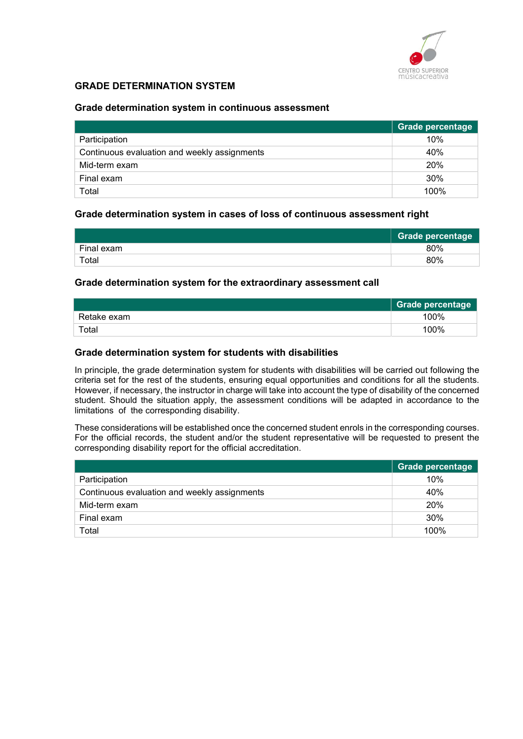## GRADE DETERMINATION SYSTEM

### Grade determination system in continuous assessment

| | Grade percentage |
|---|---|
| Participation | 10% |
| Continuous evaluation and weekly assignments | 40% |
| Mid-term exam | 20% |
| Final exam | 30% |
| Total | 100% |

### Grade determination system in cases of loss of continuous assessment right

| | Grade percentage |
|---|---|
| Final exam | 80% |
| Total | 80% |

### Grade determination system for the extraordinary assessment call

| | Grade percentage |
|---|---|
| Retake exam | 100% |
| Total | 100% |

### Grade determination system for students with disabilities

In principle, the grade determination system for students with disabilities will be carried out following the criteria set for the rest of the students, ensuring equal opportunities and conditions for all the students. However, if necessary, the instructor in charge will take into account the type of disability of the concerned student. Should the situation apply, the assessment conditions will be adapted in accordance to the limitations of the corresponding disability.

These considerations will be established once the concerned student enrols in the corresponding courses. For the official records, the student and/or the student representative will be requested to present the corresponding disability report for the official accreditation.

| | Grade percentage |
|---|---|
| Participation | 10% |
| Continuous evaluation and weekly assignments | 40% |
| Mid-term exam | 20% |
| Final exam | 30% |
| Total | 100% |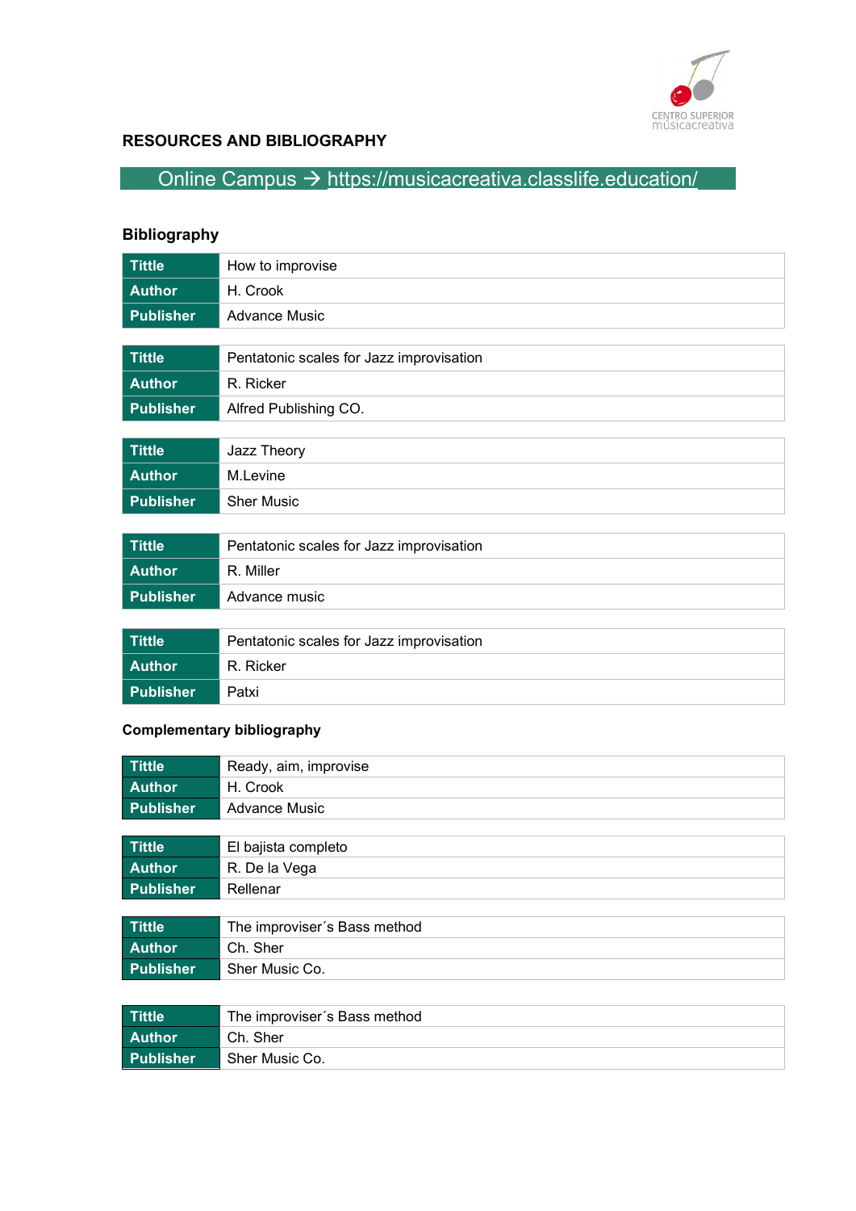## RESOURCES AND BIBLIOGRAPHY

Online Campus → https://musicacreativa.classlife.education/

### Bibliography

| | |
|---|---|
| **Tittle** | How to improvise |
| **Author** | H. Crook |
| **Publisher** | Advance Music |

| | |
|---|---|
| **Tittle** | Pentatonic scales for Jazz improvisation |
| **Author** | R. Ricker |
| **Publisher** | Alfred Publishing CO. |

| | |
|---|---|
| **Tittle** | Jazz Theory |
| **Author** | M.Levine |
| **Publisher** | Sher Music |

| | |
|---|---|
| **Tittle** | Pentatonic scales for Jazz improvisation |
| **Author** | R. Miller |
| **Publisher** | Advance music |

| | |
|---|---|
| **Tittle** | Pentatonic scales for Jazz improvisation |
| **Author** | R. Ricker |
| **Publisher** | Patxi |

### Complementary bibliography

| | |
|---|---|
| **Tittle** | Ready, aim, improvise |
| **Author** | H. Crook |
| **Publisher** | Advance Music |

| | |
|---|---|
| **Tittle** | El bajista completo |
| **Author** | R. De la Vega |
| **Publisher** | Rellenar |

| | |
|---|---|
| **Tittle** | The improviser´s Bass method |
| **Author** | Ch. Sher |
| **Publisher** | Sher Music Co. |

| | |
|---|---|
| **Tittle** | The improviser´s Bass method |
| **Author** | Ch. Sher |
| **Publisher** | Sher Music Co. |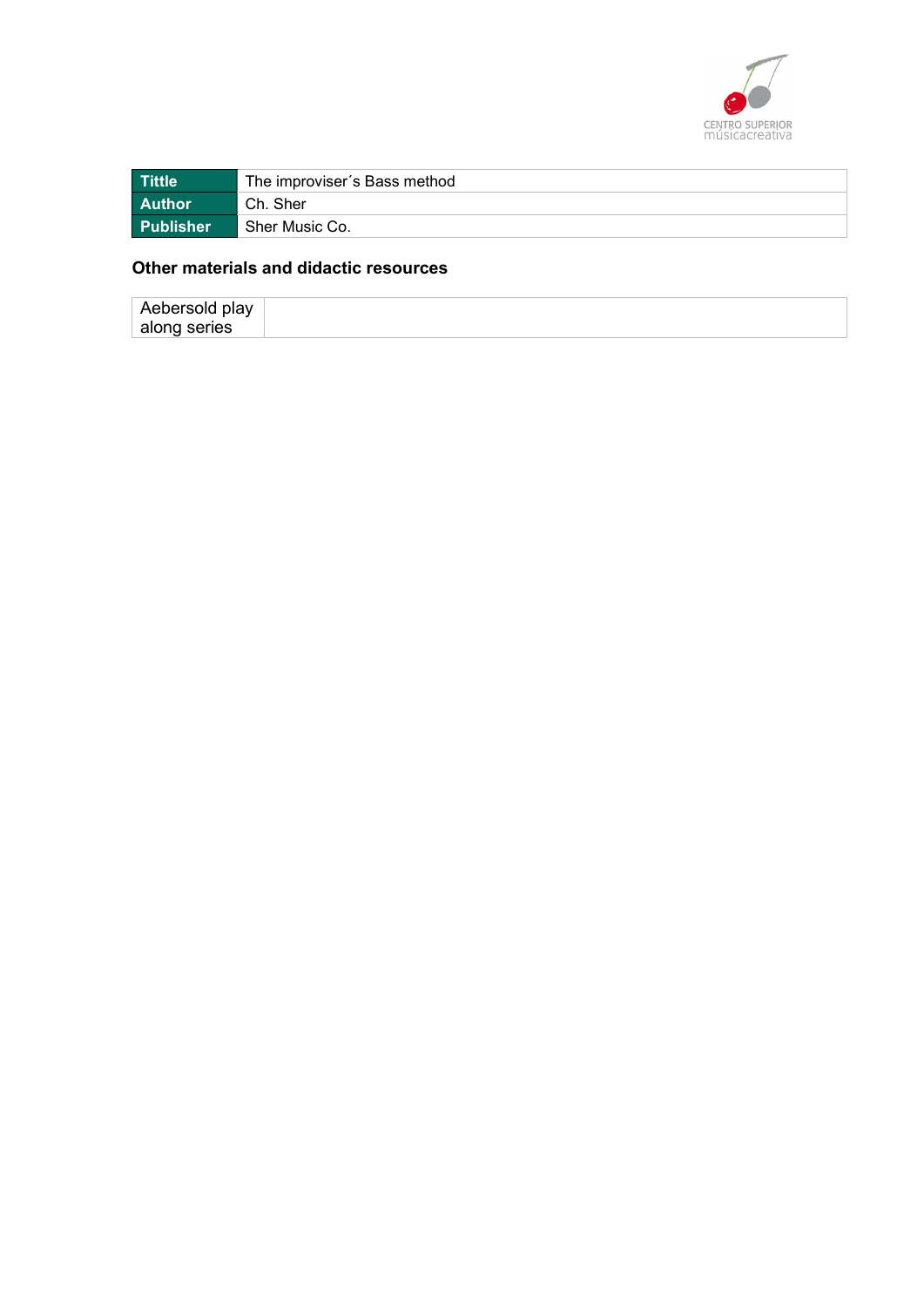| | |
|---|---|
| **Tittle** | The improviser´s Bass method |
| **Author** | Ch. Sher |
| **Publisher** | Sher Music Co. |

**Other materials and didactic resources**

| | |
|---|---|
| Aebersold play along series | |